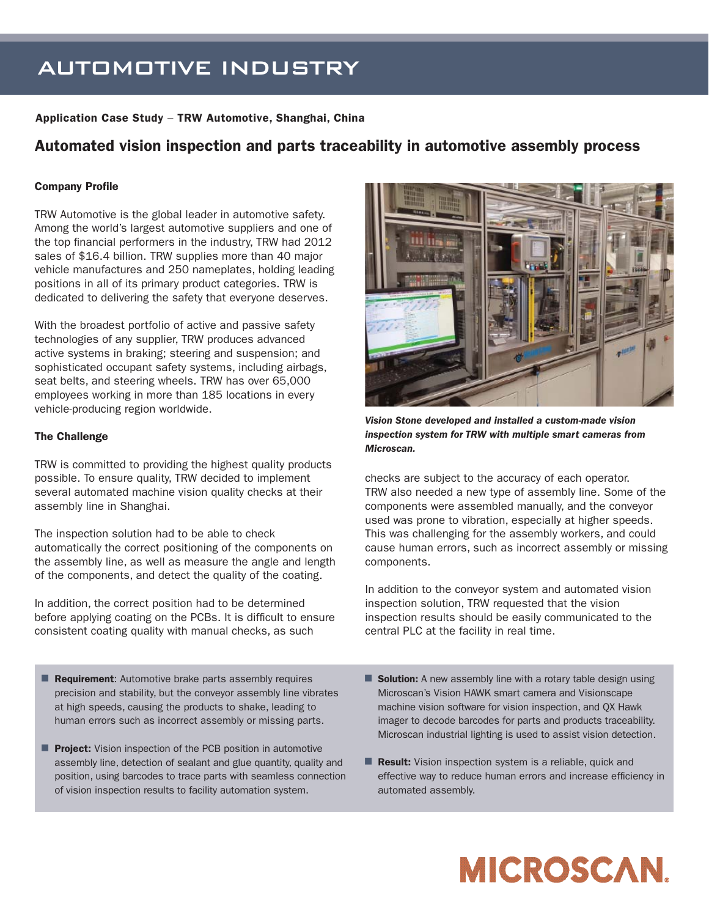# AUTOMOTIVE INDUSTRY

**Application Case Study – TRW Automotive, Shanghai, China**

## Automated vision inspection and parts traceability in automotive assembly process

### Company Profile

TRW Automotive is the global leader in automotive safety. Among the world's largest automotive suppliers and one of the top financial performers in the industry, TRW had 2012 sales of $16.4 billion. TRW supplies more than 40 major vehicle manufactures and 250 nameplates, holding leading positions in all of its primary product categories. TRW is dedicated to delivering the safety that everyone deserves.

With the broadest portfolio of active and passive safety technologies of any supplier, TRW produces advanced active systems in braking; steering and suspension; and sophisticated occupant safety systems, including airbags, seat belts, and steering wheels. TRW has over 65,000 employees working in more than 185 locations in every vehicle-producing region worldwide.

*Vision Stone developed and installed a custom-made vision inspection system for TRW with multiple smart cameras from Microscan.*

### The Challenge

TRW is committed to providing the highest quality products possible. To ensure quality, TRW decided to implement several automated machine vision quality checks at their assembly line in Shanghai.

The inspection solution had to be able to check automatically the correct positioning of the components on the assembly line, as well as measure the angle and length of the components, and detect the quality of the coating.

In addition, the correct position had to be determined before applying coating on the PCBs. It is difficult to ensure consistent coating quality with manual checks, as such checks are subject to the accuracy of each operator. TRW also needed a new type of assembly line. Some of the components were assembled manually, and the conveyor used was prone to vibration, especially at higher speeds. This was challenging for the assembly workers, and could cause human errors, such as incorrect assembly or missing components.

In addition to the conveyor system and automated vision inspection solution, TRW requested that the vision inspection results should be easily communicated to the central PLC at the facility in real time.

- **Requirement**: Automotive brake parts assembly requires precision and stability, but the conveyor assembly line vibrates at high speeds, causing the products to shake, leading to human errors such as incorrect assembly or missing parts.
- **Project:** Vision inspection of the PCB position in automotive assembly line, detection of sealant and glue quantity, quality and position, using barcodes to trace parts with seamless connection of vision inspection results to facility automation system.
- **Solution:** A new assembly line with a rotary table design using Microscan's Vision HAWK smart camera and Visionscape machine vision software for vision inspection, and QX Hawk imager to decode barcodes for parts and products traceability. Microscan industrial lighting is used to assist vision detection.
- **Result:** Vision inspection system is a reliable, quick and effective way to reduce human errors and increase efficiency in automated assembly.

MICROSCAN.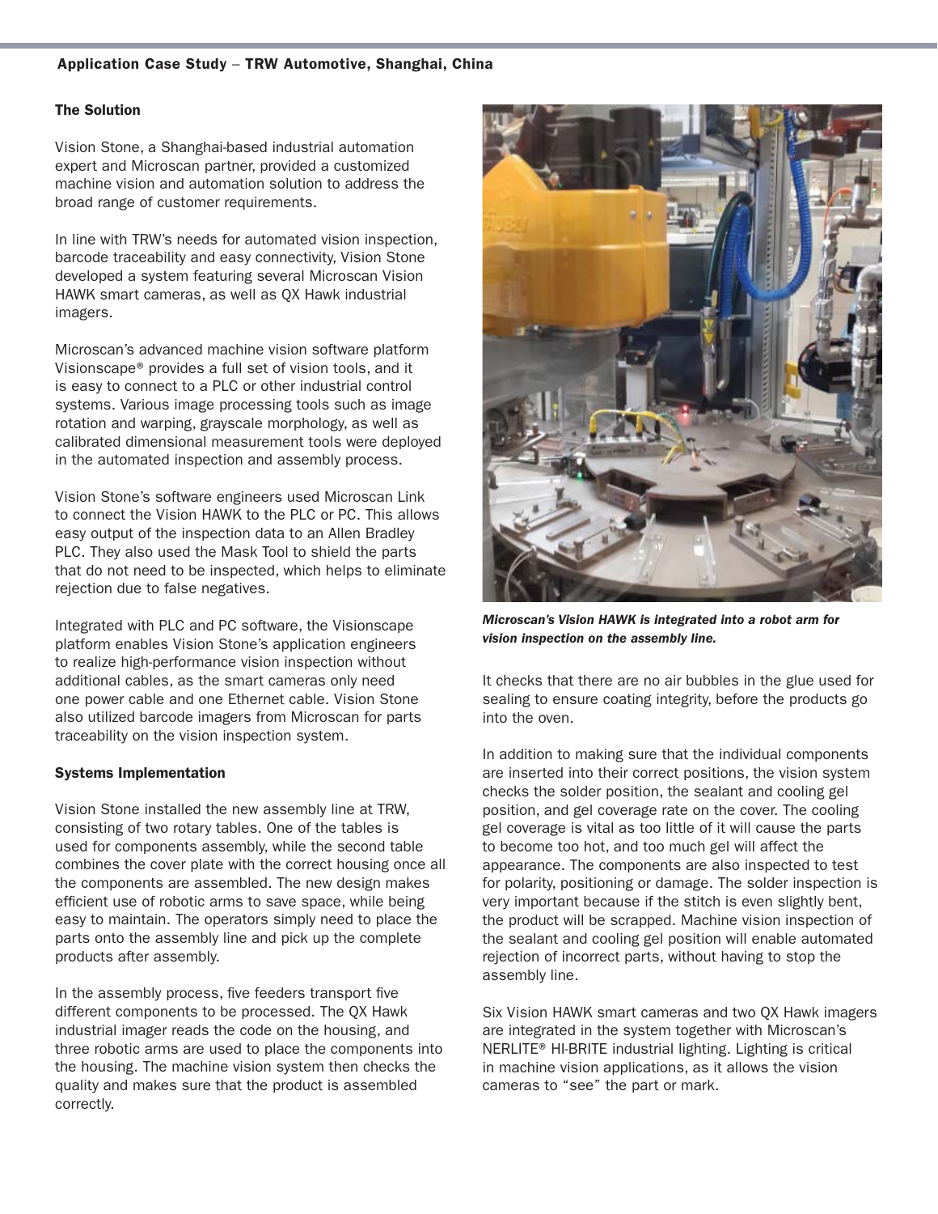### The Solution

Vision Stone, a Shanghai-based industrial automation expert and Microscan partner, provided a customized machine vision and automation solution to address the broad range of customer requirements.

In line with TRW's needs for automated vision inspection, barcode traceability and easy connectivity, Vision Stone developed a system featuring several Microscan Vision HAWK smart cameras, as well as QX Hawk industrial imagers.

Microscan's advanced machine vision software platform Visionscape® provides a full set of vision tools, and it is easy to connect to a PLC or other industrial control systems. Various image processing tools such as image rotation and warping, grayscale morphology, as well as calibrated dimensional measurement tools were deployed in the automated inspection and assembly process.

Vision Stone's software engineers used Microscan Link to connect the Vision HAWK to the PLC or PC. This allows easy output of the inspection data to an Allen Bradley PLC. They also used the Mask Tool to shield the parts that do not need to be inspected, which helps to eliminate rejection due to false negatives.

Integrated with PLC and PC software, the Visionscape platform enables Vision Stone's application engineers to realize high-performance vision inspection without additional cables, as the smart cameras only need one power cable and one Ethernet cable. Vision Stone also utilized barcode imagers from Microscan for parts traceability on the vision inspection system.

### Systems Implementation

Vision Stone installed the new assembly line at TRW, consisting of two rotary tables. One of the tables is used for components assembly, while the second table combines the cover plate with the correct housing once all the components are assembled. The new design makes efficient use of robotic arms to save space, while being easy to maintain. The operators simply need to place the parts onto the assembly line and pick up the complete products after assembly.

In the assembly process, five feeders transport five different components to be processed. The QX Hawk industrial imager reads the code on the housing, and three robotic arms are used to place the components into the housing. The machine vision system then checks the quality and makes sure that the product is assembled correctly.

***Microscan's Vision HAWK is integrated into a robot arm for vision inspection on the assembly line.***

It checks that there are no air bubbles in the glue used for sealing to ensure coating integrity, before the products go into the oven.

In addition to making sure that the individual components are inserted into their correct positions, the vision system checks the solder position, the sealant and cooling gel position, and gel coverage rate on the cover. The cooling gel coverage is vital as too little of it will cause the parts to become too hot, and too much gel will affect the appearance. The components are also inspected to test for polarity, positioning or damage. The solder inspection is very important because if the stitch is even slightly bent, the product will be scrapped. Machine vision inspection of the sealant and cooling gel position will enable automated rejection of incorrect parts, without having to stop the assembly line.

Six Vision HAWK smart cameras and two QX Hawk imagers are integrated in the system together with Microscan's NERLITE® HI-BRITE industrial lighting. Lighting is critical in machine vision applications, as it allows the vision cameras to "see" the part or mark.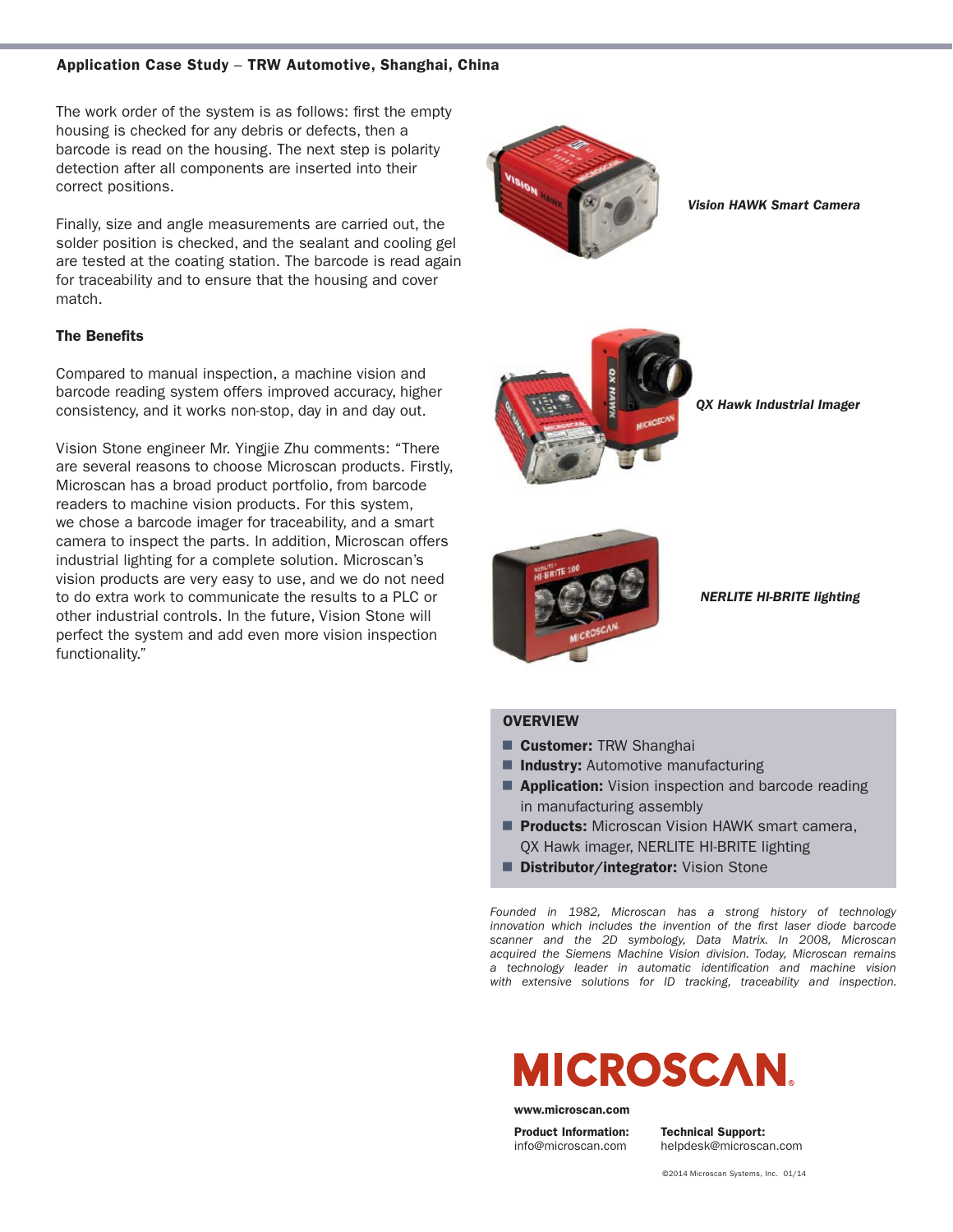**Application Case Study – TRW Automotive, Shanghai, China**

The work order of the system is as follows: first the empty housing is checked for any debris or defects, then a barcode is read on the housing. The next step is polarity detection after all components are inserted into their correct positions.

Finally, size and angle measurements are carried out, the solder position is checked, and the sealant and cooling gel are tested at the coating station. The barcode is read again for traceability and to ensure that the housing and cover match.

### The Benefits

Compared to manual inspection, a machine vision and barcode reading system offers improved accuracy, higher consistency, and it works non-stop, day in and day out.

Vision Stone engineer Mr. Yingjie Zhu comments: "There are several reasons to choose Microscan products. Firstly, Microscan has a broad product portfolio, from barcode readers to machine vision products. For this system, we chose a barcode imager for traceability, and a smart camera to inspect the parts. In addition, Microscan offers industrial lighting for a complete solution. Microscan's vision products are very easy to use, and we do not need to do extra work to communicate the results to a PLC or other industrial controls. In the future, Vision Stone will perfect the system and add even more vision inspection functionality."

***Vision HAWK Smart Camera***

***QX Hawk Industrial Imager***

***NERLITE HI-BRITE lighting***

### OVERVIEW

- **Customer:** TRW Shanghai
- **Industry:** Automotive manufacturing
- **Application:** Vision inspection and barcode reading in manufacturing assembly
- **Products:** Microscan Vision HAWK smart camera, QX Hawk imager, NERLITE HI-BRITE lighting
- **Distributor/integrator:** Vision Stone

*Founded in 1982, Microscan has a strong history of technology innovation which includes the invention of the first laser diode barcode scanner and the 2D symbology, Data Matrix. In 2008, Microscan acquired the Siemens Machine Vision division. Today, Microscan remains a technology leader in automatic identification and machine vision with extensive solutions for ID tracking, traceability and inspection.*

**MICROSCAN**

**www.microscan.com**

**Product Information:**
info@microscan.com

**Technical Support:**
helpdesk@microscan.com

©2014 Microscan Systems, Inc. 01/14